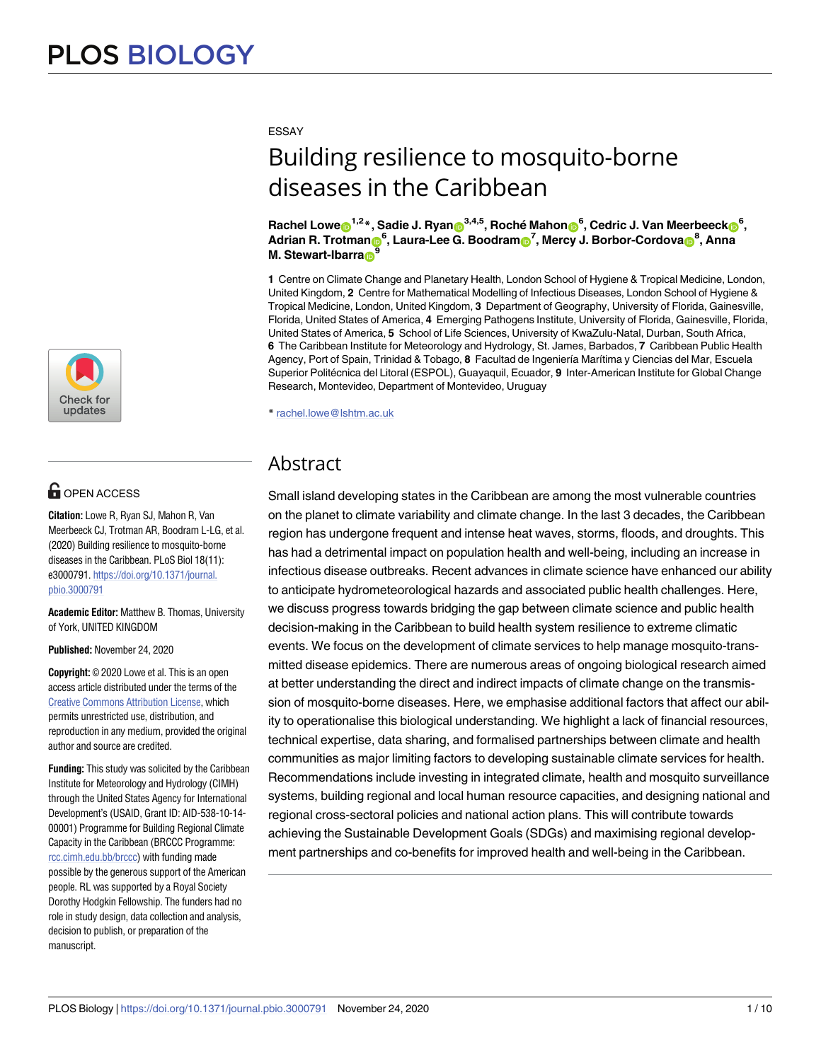ESSAY

# Building resilience to mosquito-borne diseases in the Caribbean

**Rachel Lowe[1,2]*, Sadie J. Ryan[3,4,5], Roché Mahon[6], Cedric J. Van Meerbeeck[6], Adrian R. Trotman[6], Laura-Lee G. Boodram[7], Mercy J. Borbor-Cordova[8], Anna M. Stewart-Ibarra[9]**

**1** Centre on Climate Change and Planetary Health, London School of Hygiene & Tropical Medicine, London, United Kingdom, **2** Centre for Mathematical Modelling of Infectious Diseases, London School of Hygiene & Tropical Medicine, London, United Kingdom, **3** Department of Geography, University of Florida, Gainesville, Florida, United States of America, **4** Emerging Pathogens Institute, University of Florida, Gainesville, Florida, United States of America, **5** School of Life Sciences, University of KwaZulu-Natal, Durban, South Africa, **6** The Caribbean Institute for Meteorology and Hydrology, St. James, Barbados, **7** Caribbean Public Health Agency, Port of Spain, Trinidad & Tobago, **8** Facultad de Ingeniería Marítima y Ciencias del Mar, Escuela Superior Politécnica del Litoral (ESPOL), Guayaquil, Ecuador, **9** Inter-American Institute for Global Change Research, Montevideo, Department of Montevideo, Uruguay

* rachel.lowe@lshtm.ac.uk

## Abstract

Small island developing states in the Caribbean are among the most vulnerable countries on the planet to climate variability and climate change. In the last 3 decades, the Caribbean region has undergone frequent and intense heat waves, storms, floods, and droughts. This has had a detrimental impact on population health and well-being, including an increase in infectious disease outbreaks. Recent advances in climate science have enhanced our ability to anticipate hydrometeorological hazards and associated public health challenges. Here, we discuss progress towards bridging the gap between climate science and public health decision-making in the Caribbean to build health system resilience to extreme climatic events. We focus on the development of climate services to help manage mosquito-transmitted disease epidemics. There are numerous areas of ongoing biological research aimed at better understanding the direct and indirect impacts of climate change on the transmission of mosquito-borne diseases. Here, we emphasise additional factors that affect our ability to operationalise this biological understanding. We highlight a lack of financial resources, technical expertise, data sharing, and formalised partnerships between climate and health communities as major limiting factors to developing sustainable climate services for health. Recommendations include investing in integrated climate, health and mosquito surveillance systems, building regional and local human resource capacities, and designing national and regional cross-sectoral policies and national action plans. This will contribute towards achieving the Sustainable Development Goals (SDGs) and maximising regional development partnerships and co-benefits for improved health and well-being in the Caribbean.

OPEN ACCESS

**Citation:** Lowe R, Ryan SJ, Mahon R, Van Meerbeeck CJ, Trotman AR, Boodram L-LG, et al. (2020) Building resilience to mosquito-borne diseases in the Caribbean. PLoS Biol 18(11): e3000791. https://doi.org/10.1371/journal.pbio.3000791

**Academic Editor:** Matthew B. Thomas, University of York, UNITED KINGDOM

**Published:** November 24, 2020

**Copyright:** © 2020 Lowe et al. This is an open access article distributed under the terms of the Creative Commons Attribution License, which permits unrestricted use, distribution, and reproduction in any medium, provided the original author and source are credited.

**Funding:** This study was solicited by the Caribbean Institute for Meteorology and Hydrology (CIMH) through the United States Agency for International Development's (USAID, Grant ID: AID-538-10-14-00001) Programme for Building Regional Climate Capacity in the Caribbean (BRCCC Programme: rcc.cimh.edu.bb/brccc) with funding made possible by the generous support of the American people. RL was supported by a Royal Society Dorothy Hodgkin Fellowship. The funders had no role in study design, data collection and analysis, decision to publish, or preparation of the manuscript.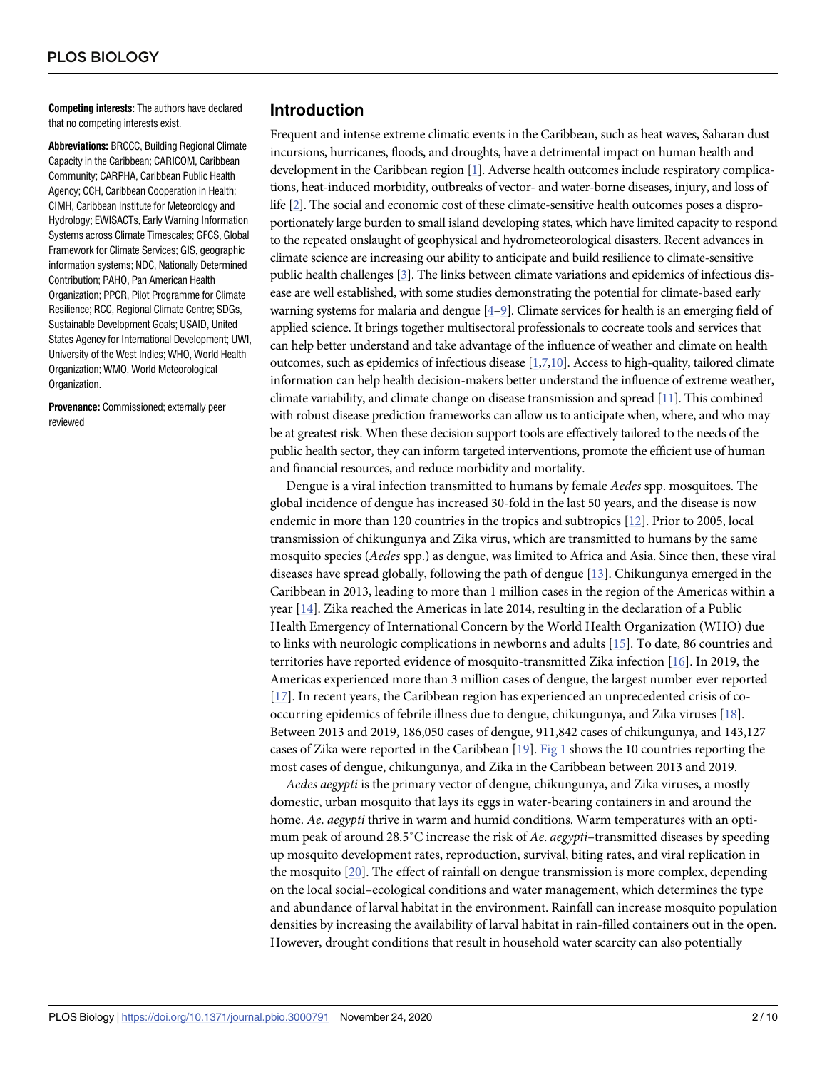**Competing interests:** The authors have declared that no competing interests exist.

**Abbreviations:** BRCCC, Building Regional Climate Capacity in the Caribbean; CARICOM, Caribbean Community; CARPHA, Caribbean Public Health Agency; CCH, Caribbean Cooperation in Health; CIMH, Caribbean Institute for Meteorology and Hydrology; EWISACTs, Early Warning Information Systems across Climate Timescales; GFCS, Global Framework for Climate Services; GIS, geographic information systems; NDC, Nationally Determined Contribution; PAHO, Pan American Health Organization; PPCR, Pilot Programme for Climate Resilience; RCC, Regional Climate Centre; SDGs, Sustainable Development Goals; USAID, United States Agency for International Development; UWI, University of the West Indies; WHO, World Health Organization; WMO, World Meteorological Organization.

**Provenance:** Commissioned; externally peer reviewed

## Introduction

Frequent and intense extreme climatic events in the Caribbean, such as heat waves, Saharan dust incursions, hurricanes, floods, and droughts, have a detrimental impact on human health and development in the Caribbean region [1]. Adverse health outcomes include respiratory complications, heat-induced morbidity, outbreaks of vector- and water-borne diseases, injury, and loss of life [2]. The social and economic cost of these climate-sensitive health outcomes poses a disproportionately large burden to small island developing states, which have limited capacity to respond to the repeated onslaught of geophysical and hydrometeorological disasters. Recent advances in climate science are increasing our ability to anticipate and build resilience to climate-sensitive public health challenges [3]. The links between climate variations and epidemics of infectious disease are well established, with some studies demonstrating the potential for climate-based early warning systems for malaria and dengue [4–9]. Climate services for health is an emerging field of applied science. It brings together multisectoral professionals to cocreate tools and services that can help better understand and take advantage of the influence of weather and climate on health outcomes, such as epidemics of infectious disease [1,7,10]. Access to high-quality, tailored climate information can help health decision-makers better understand the influence of extreme weather, climate variability, and climate change on disease transmission and spread [11]. This combined with robust disease prediction frameworks can allow us to anticipate when, where, and who may be at greatest risk. When these decision support tools are effectively tailored to the needs of the public health sector, they can inform targeted interventions, promote the efficient use of human and financial resources, and reduce morbidity and mortality.

Dengue is a viral infection transmitted to humans by female *Aedes* spp. mosquitoes. The global incidence of dengue has increased 30-fold in the last 50 years, and the disease is now endemic in more than 120 countries in the tropics and subtropics [12]. Prior to 2005, local transmission of chikungunya and Zika virus, which are transmitted to humans by the same mosquito species (*Aedes* spp.) as dengue, was limited to Africa and Asia. Since then, these viral diseases have spread globally, following the path of dengue [13]. Chikungunya emerged in the Caribbean in 2013, leading to more than 1 million cases in the region of the Americas within a year [14]. Zika reached the Americas in late 2014, resulting in the declaration of a Public Health Emergency of International Concern by the World Health Organization (WHO) due to links with neurologic complications in newborns and adults [15]. To date, 86 countries and territories have reported evidence of mosquito-transmitted Zika infection [16]. In 2019, the Americas experienced more than 3 million cases of dengue, the largest number ever reported [17]. In recent years, the Caribbean region has experienced an unprecedented crisis of co-occurring epidemics of febrile illness due to dengue, chikungunya, and Zika viruses [18]. Between 2013 and 2019, 186,050 cases of dengue, 911,842 cases of chikungunya, and 143,127 cases of Zika were reported in the Caribbean [19]. Fig 1 shows the 10 countries reporting the most cases of dengue, chikungunya, and Zika in the Caribbean between 2013 and 2019.

*Aedes aegypti* is the primary vector of dengue, chikungunya, and Zika viruses, a mostly domestic, urban mosquito that lays its eggs in water-bearing containers in and around the home. *Ae. aegypti* thrive in warm and humid conditions. Warm temperatures with an optimum peak of around 28.5˚C increase the risk of *Ae. aegypti*–transmitted diseases by speeding up mosquito development rates, reproduction, survival, biting rates, and viral replication in the mosquito [20]. The effect of rainfall on dengue transmission is more complex, depending on the local social–ecological conditions and water management, which determines the type and abundance of larval habitat in the environment. Rainfall can increase mosquito population densities by increasing the availability of larval habitat in rain-filled containers out in the open. However, drought conditions that result in household water scarcity can also potentially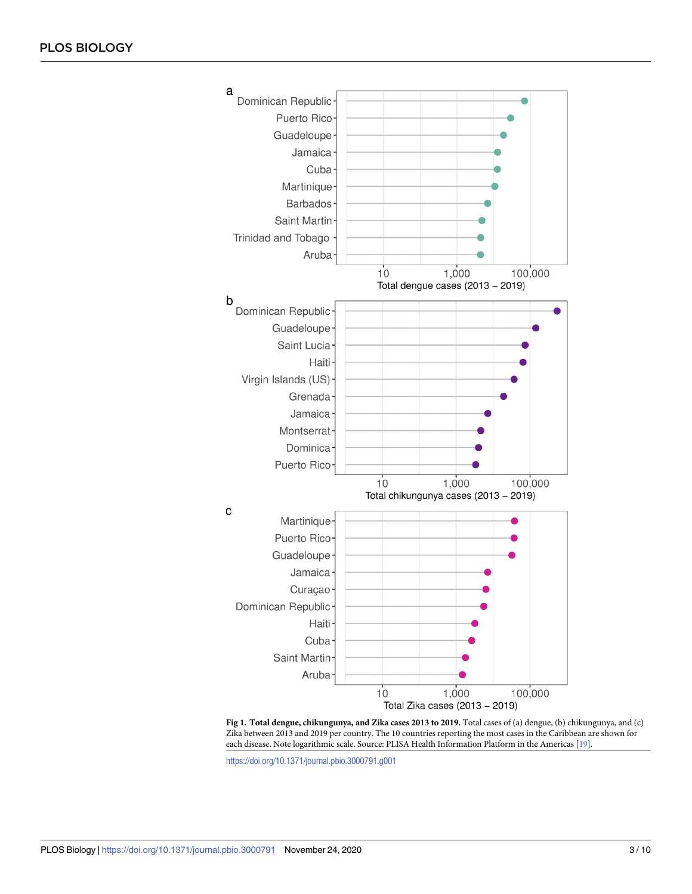**Fig 1. Total dengue, chikungunya, and Zika cases 2013 to 2019.** Total cases of (a) dengue, (b) chikungunya, and (c) Zika between 2013 and 2019 per country. The 10 countries reporting the most cases in the Caribbean are shown for each disease. Note logarithmic scale. Source: PLISA Health Information Platform in the Americas [19].

https://doi.org/10.1371/journal.pbio.3000791.g001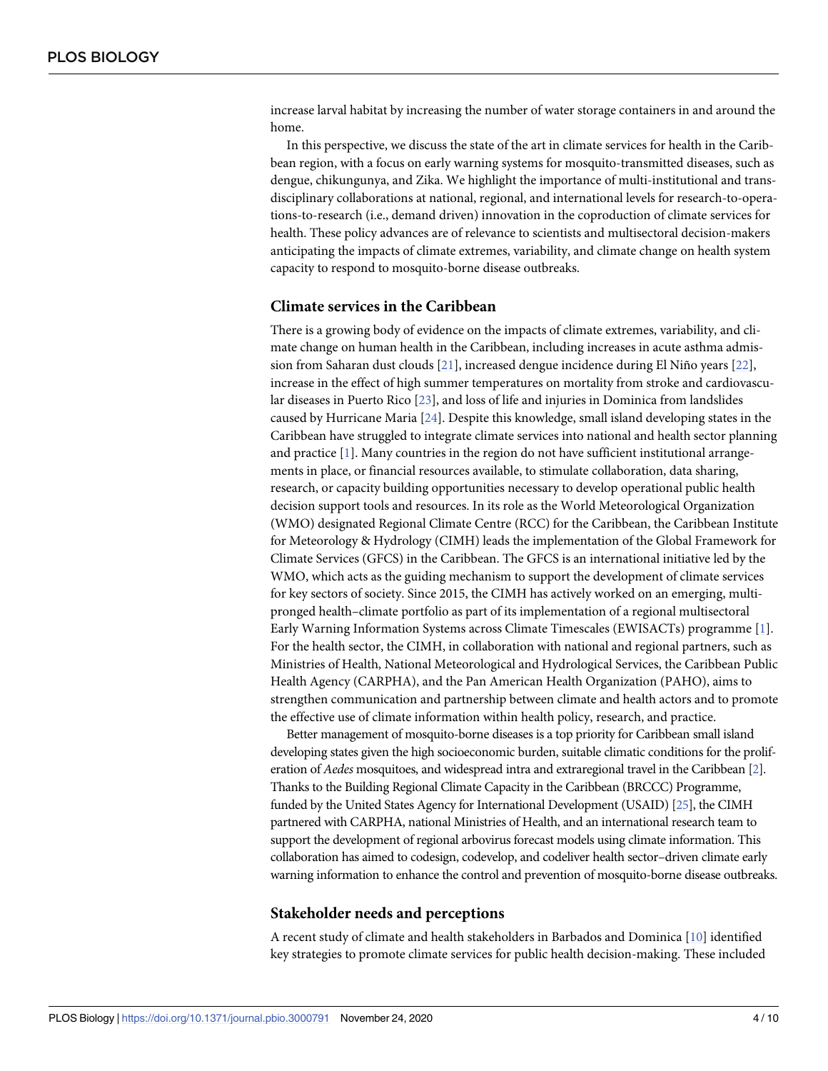increase larval habitat by increasing the number of water storage containers in and around the home.

In this perspective, we discuss the state of the art in climate services for health in the Caribbean region, with a focus on early warning systems for mosquito-transmitted diseases, such as dengue, chikungunya, and Zika. We highlight the importance of multi-institutional and transdisciplinary collaborations at national, regional, and international levels for research-to-operations-to-research (i.e., demand driven) innovation in the coproduction of climate services for health. These policy advances are of relevance to scientists and multisectoral decision-makers anticipating the impacts of climate extremes, variability, and climate change on health system capacity to respond to mosquito-borne disease outbreaks.

## Climate services in the Caribbean

There is a growing body of evidence on the impacts of climate extremes, variability, and climate change on human health in the Caribbean, including increases in acute asthma admission from Saharan dust clouds [21], increased dengue incidence during El Niño years [22], increase in the effect of high summer temperatures on mortality from stroke and cardiovascular diseases in Puerto Rico [23], and loss of life and injuries in Dominica from landslides caused by Hurricane Maria [24]. Despite this knowledge, small island developing states in the Caribbean have struggled to integrate climate services into national and health sector planning and practice [1]. Many countries in the region do not have sufficient institutional arrangements in place, or financial resources available, to stimulate collaboration, data sharing, research, or capacity building opportunities necessary to develop operational public health decision support tools and resources. In its role as the World Meteorological Organization (WMO) designated Regional Climate Centre (RCC) for the Caribbean, the Caribbean Institute for Meteorology & Hydrology (CIMH) leads the implementation of the Global Framework for Climate Services (GFCS) in the Caribbean. The GFCS is an international initiative led by the WMO, which acts as the guiding mechanism to support the development of climate services for key sectors of society. Since 2015, the CIMH has actively worked on an emerging, multi-pronged health–climate portfolio as part of its implementation of a regional multisectoral Early Warning Information Systems across Climate Timescales (EWISACTs) programme [1]. For the health sector, the CIMH, in collaboration with national and regional partners, such as Ministries of Health, National Meteorological and Hydrological Services, the Caribbean Public Health Agency (CARPHA), and the Pan American Health Organization (PAHO), aims to strengthen communication and partnership between climate and health actors and to promote the effective use of climate information within health policy, research, and practice.

Better management of mosquito-borne diseases is a top priority for Caribbean small island developing states given the high socioeconomic burden, suitable climatic conditions for the proliferation of *Aedes* mosquitoes, and widespread intra and extraregional travel in the Caribbean [2]. Thanks to the Building Regional Climate Capacity in the Caribbean (BRCCC) Programme, funded by the United States Agency for International Development (USAID) [25], the CIMH partnered with CARPHA, national Ministries of Health, and an international research team to support the development of regional arbovirus forecast models using climate information. This collaboration has aimed to codesign, codevelop, and codeliver health sector–driven climate early warning information to enhance the control and prevention of mosquito-borne disease outbreaks.

## Stakeholder needs and perceptions

A recent study of climate and health stakeholders in Barbados and Dominica [10] identified key strategies to promote climate services for public health decision-making. These included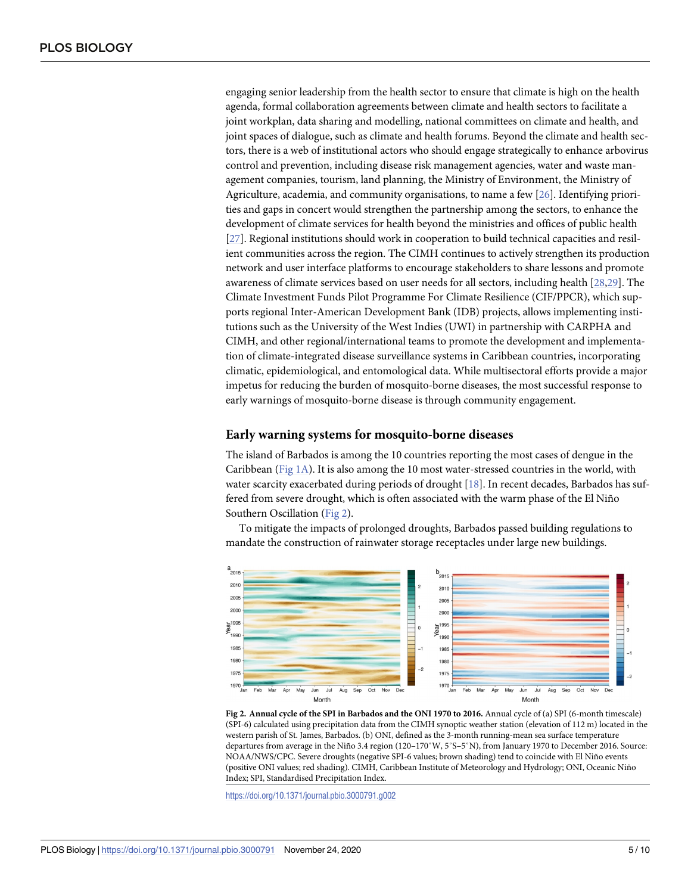engaging senior leadership from the health sector to ensure that climate is high on the health agenda, formal collaboration agreements between climate and health sectors to facilitate a joint workplan, data sharing and modelling, national committees on climate and health, and joint spaces of dialogue, such as climate and health forums. Beyond the climate and health sectors, there is a web of institutional actors who should engage strategically to enhance arbovirus control and prevention, including disease risk management agencies, water and waste management companies, tourism, land planning, the Ministry of Environment, the Ministry of Agriculture, academia, and community organisations, to name a few [26]. Identifying priorities and gaps in concert would strengthen the partnership among the sectors, to enhance the development of climate services for health beyond the ministries and offices of public health [27]. Regional institutions should work in cooperation to build technical capacities and resilient communities across the region. The CIMH continues to actively strengthen its production network and user interface platforms to encourage stakeholders to share lessons and promote awareness of climate services based on user needs for all sectors, including health [28,29]. The Climate Investment Funds Pilot Programme For Climate Resilience (CIF/PPCR), which supports regional Inter-American Development Bank (IDB) projects, allows implementing institutions such as the University of the West Indies (UWI) in partnership with CARPHA and CIMH, and other regional/international teams to promote the development and implementation of climate-integrated disease surveillance systems in Caribbean countries, incorporating climatic, epidemiological, and entomological data. While multisectoral efforts provide a major impetus for reducing the burden of mosquito-borne diseases, the most successful response to early warnings of mosquito-borne disease is through community engagement.

## Early warning systems for mosquito-borne diseases

The island of Barbados is among the 10 countries reporting the most cases of dengue in the Caribbean (Fig 1A). It is also among the 10 most water-stressed countries in the world, with water scarcity exacerbated during periods of drought [18]. In recent decades, Barbados has suffered from severe drought, which is often associated with the warm phase of the El Niño Southern Oscillation (Fig 2).

To mitigate the impacts of prolonged droughts, Barbados passed building regulations to mandate the construction of rainwater storage receptacles under large new buildings.

**Fig 2. Annual cycle of the SPI in Barbados and the ONI 1970 to 2016.** Annual cycle of (a) SPI (6-month timescale) (SPI-6) calculated using precipitation data from the CIMH synoptic weather station (elevation of 112 m) located in the western parish of St. James, Barbados. (b) ONI, defined as the 3-month running-mean sea surface temperature departures from average in the Niño 3.4 region (120–170˚W, 5˚S–5˚N), from January 1970 to December 2016. Source: NOAA/NWS/CPC. Severe droughts (negative SPI-6 values; brown shading) tend to coincide with El Niño events (positive ONI values; red shading). CIMH, Caribbean Institute of Meteorology and Hydrology; ONI, Oceanic Niño Index; SPI, Standardised Precipitation Index.

https://doi.org/10.1371/journal.pbio.3000791.g002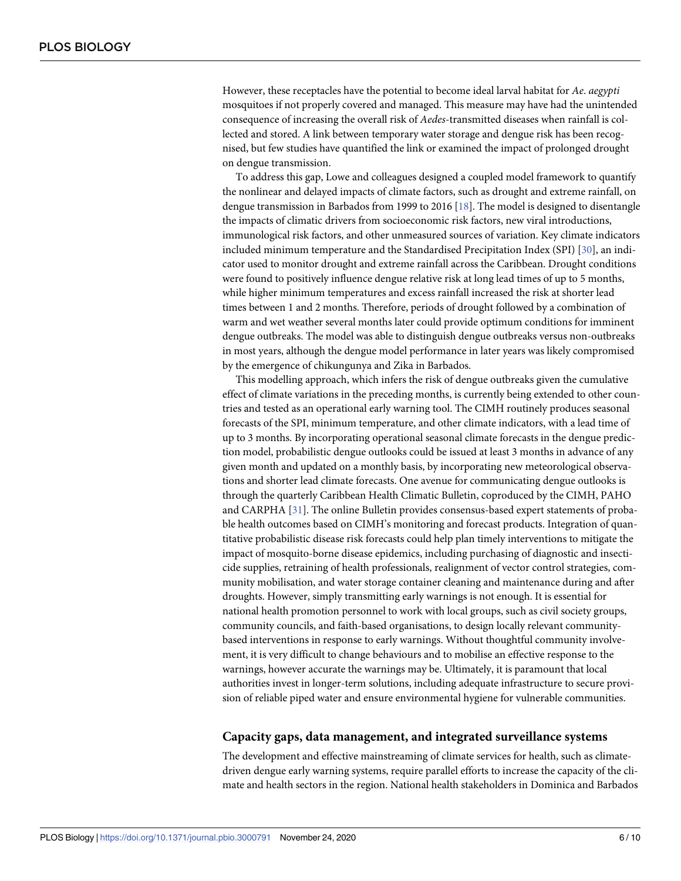However, these receptacles have the potential to become ideal larval habitat for *Ae. aegypti* mosquitoes if not properly covered and managed. This measure may have had the unintended consequence of increasing the overall risk of *Aedes*-transmitted diseases when rainfall is collected and stored. A link between temporary water storage and dengue risk has been recognised, but few studies have quantified the link or examined the impact of prolonged drought on dengue transmission.

To address this gap, Lowe and colleagues designed a coupled model framework to quantify the nonlinear and delayed impacts of climate factors, such as drought and extreme rainfall, on dengue transmission in Barbados from 1999 to 2016 [18]. The model is designed to disentangle the impacts of climatic drivers from socioeconomic risk factors, new viral introductions, immunological risk factors, and other unmeasured sources of variation. Key climate indicators included minimum temperature and the Standardised Precipitation Index (SPI) [30], an indicator used to monitor drought and extreme rainfall across the Caribbean. Drought conditions were found to positively influence dengue relative risk at long lead times of up to 5 months, while higher minimum temperatures and excess rainfall increased the risk at shorter lead times between 1 and 2 months. Therefore, periods of drought followed by a combination of warm and wet weather several months later could provide optimum conditions for imminent dengue outbreaks. The model was able to distinguish dengue outbreaks versus non-outbreaks in most years, although the dengue model performance in later years was likely compromised by the emergence of chikungunya and Zika in Barbados.

This modelling approach, which infers the risk of dengue outbreaks given the cumulative effect of climate variations in the preceding months, is currently being extended to other countries and tested as an operational early warning tool. The CIMH routinely produces seasonal forecasts of the SPI, minimum temperature, and other climate indicators, with a lead time of up to 3 months. By incorporating operational seasonal climate forecasts in the dengue prediction model, probabilistic dengue outlooks could be issued at least 3 months in advance of any given month and updated on a monthly basis, by incorporating new meteorological observations and shorter lead climate forecasts. One avenue for communicating dengue outlooks is through the quarterly Caribbean Health Climatic Bulletin, coproduced by the CIMH, PAHO and CARPHA [31]. The online Bulletin provides consensus-based expert statements of probable health outcomes based on CIMH's monitoring and forecast products. Integration of quantitative probabilistic disease risk forecasts could help plan timely interventions to mitigate the impact of mosquito-borne disease epidemics, including purchasing of diagnostic and insecticide supplies, retraining of health professionals, realignment of vector control strategies, community mobilisation, and water storage container cleaning and maintenance during and after droughts. However, simply transmitting early warnings is not enough. It is essential for national health promotion personnel to work with local groups, such as civil society groups, community councils, and faith-based organisations, to design locally relevant community-based interventions in response to early warnings. Without thoughtful community involvement, it is very difficult to change behaviours and to mobilise an effective response to the warnings, however accurate the warnings may be. Ultimately, it is paramount that local authorities invest in longer-term solutions, including adequate infrastructure to secure provision of reliable piped water and ensure environmental hygiene for vulnerable communities.

## Capacity gaps, data management, and integrated surveillance systems

The development and effective mainstreaming of climate services for health, such as climate-driven dengue early warning systems, require parallel efforts to increase the capacity of the climate and health sectors in the region. National health stakeholders in Dominica and Barbados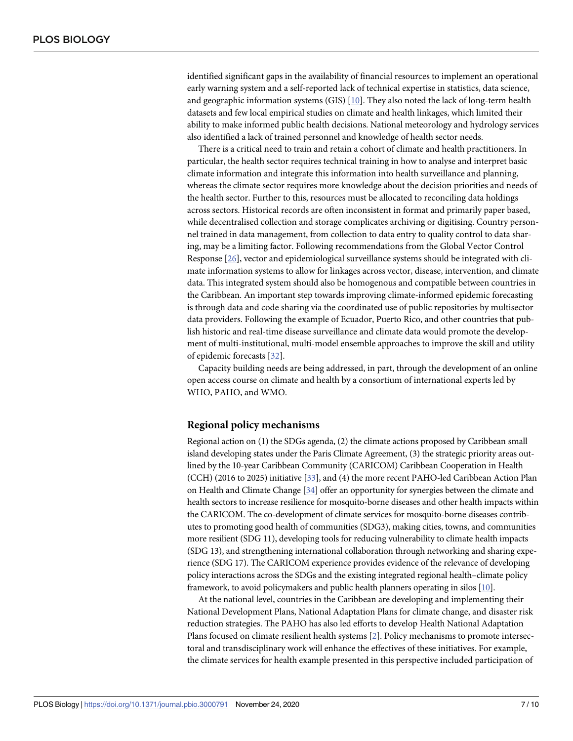identified significant gaps in the availability of financial resources to implement an operational early warning system and a self-reported lack of technical expertise in statistics, data science, and geographic information systems (GIS) [10]. They also noted the lack of long-term health datasets and few local empirical studies on climate and health linkages, which limited their ability to make informed public health decisions. National meteorology and hydrology services also identified a lack of trained personnel and knowledge of health sector needs.

There is a critical need to train and retain a cohort of climate and health practitioners. In particular, the health sector requires technical training in how to analyse and interpret basic climate information and integrate this information into health surveillance and planning, whereas the climate sector requires more knowledge about the decision priorities and needs of the health sector. Further to this, resources must be allocated to reconciling data holdings across sectors. Historical records are often inconsistent in format and primarily paper based, while decentralised collection and storage complicates archiving or digitising. Country personnel trained in data management, from collection to data entry to quality control to data sharing, may be a limiting factor. Following recommendations from the Global Vector Control Response [26], vector and epidemiological surveillance systems should be integrated with climate information systems to allow for linkages across vector, disease, intervention, and climate data. This integrated system should also be homogenous and compatible between countries in the Caribbean. An important step towards improving climate-informed epidemic forecasting is through data and code sharing via the coordinated use of public repositories by multisector data providers. Following the example of Ecuador, Puerto Rico, and other countries that publish historic and real-time disease surveillance and climate data would promote the development of multi-institutional, multi-model ensemble approaches to improve the skill and utility of epidemic forecasts [32].

Capacity building needs are being addressed, in part, through the development of an online open access course on climate and health by a consortium of international experts led by WHO, PAHO, and WMO.

## Regional policy mechanisms

Regional action on (1) the SDGs agenda, (2) the climate actions proposed by Caribbean small island developing states under the Paris Climate Agreement, (3) the strategic priority areas outlined by the 10-year Caribbean Community (CARICOM) Caribbean Cooperation in Health (CCH) (2016 to 2025) initiative [33], and (4) the more recent PAHO-led Caribbean Action Plan on Health and Climate Change [34] offer an opportunity for synergies between the climate and health sectors to increase resilience for mosquito-borne diseases and other health impacts within the CARICOM. The co-development of climate services for mosquito-borne diseases contributes to promoting good health of communities (SDG3), making cities, towns, and communities more resilient (SDG 11), developing tools for reducing vulnerability to climate health impacts (SDG 13), and strengthening international collaboration through networking and sharing experience (SDG 17). The CARICOM experience provides evidence of the relevance of developing policy interactions across the SDGs and the existing integrated regional health–climate policy framework, to avoid policymakers and public health planners operating in silos [10].

At the national level, countries in the Caribbean are developing and implementing their National Development Plans, National Adaptation Plans for climate change, and disaster risk reduction strategies. The PAHO has also led efforts to develop Health National Adaptation Plans focused on climate resilient health systems [2]. Policy mechanisms to promote intersectoral and transdisciplinary work will enhance the effectives of these initiatives. For example, the climate services for health example presented in this perspective included participation of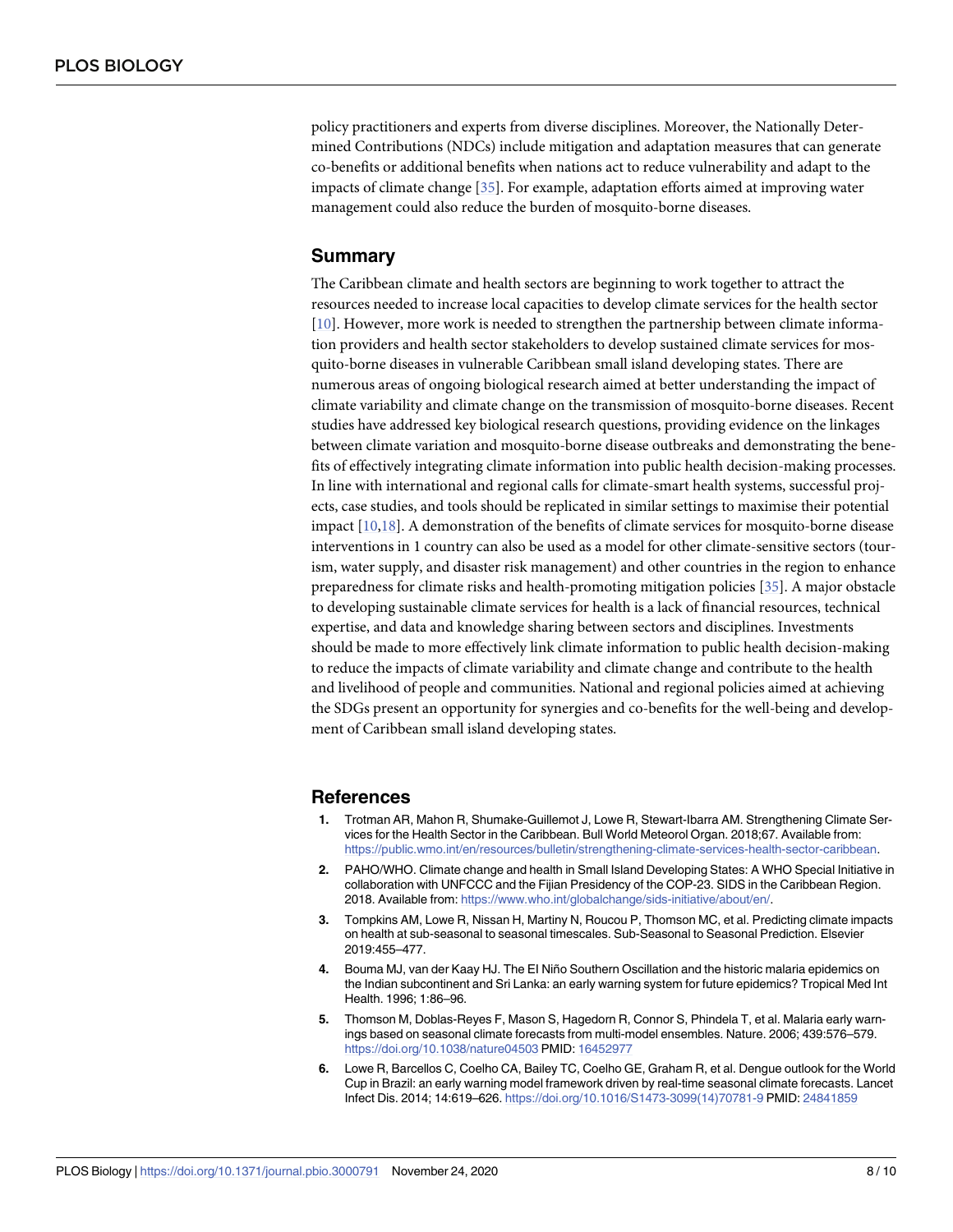policy practitioners and experts from diverse disciplines. Moreover, the Nationally Determined Contributions (NDCs) include mitigation and adaptation measures that can generate co-benefits or additional benefits when nations act to reduce vulnerability and adapt to the impacts of climate change [35]. For example, adaptation efforts aimed at improving water management could also reduce the burden of mosquito-borne diseases.

## Summary

The Caribbean climate and health sectors are beginning to work together to attract the resources needed to increase local capacities to develop climate services for the health sector [10]. However, more work is needed to strengthen the partnership between climate information providers and health sector stakeholders to develop sustained climate services for mosquito-borne diseases in vulnerable Caribbean small island developing states. There are numerous areas of ongoing biological research aimed at better understanding the impact of climate variability and climate change on the transmission of mosquito-borne diseases. Recent studies have addressed key biological research questions, providing evidence on the linkages between climate variation and mosquito-borne disease outbreaks and demonstrating the benefits of effectively integrating climate information into public health decision-making processes. In line with international and regional calls for climate-smart health systems, successful projects, case studies, and tools should be replicated in similar settings to maximise their potential impact [10,18]. A demonstration of the benefits of climate services for mosquito-borne disease interventions in 1 country can also be used as a model for other climate-sensitive sectors (tourism, water supply, and disaster risk management) and other countries in the region to enhance preparedness for climate risks and health-promoting mitigation policies [35]. A major obstacle to developing sustainable climate services for health is a lack of financial resources, technical expertise, and data and knowledge sharing between sectors and disciplines. Investments should be made to more effectively link climate information to public health decision-making to reduce the impacts of climate variability and climate change and contribute to the health and livelihood of people and communities. National and regional policies aimed at achieving the SDGs present an opportunity for synergies and co-benefits for the well-being and development of Caribbean small island developing states.

## References

1. Trotman AR, Mahon R, Shumake-Guillemot J, Lowe R, Stewart-Ibarra AM. Strengthening Climate Services for the Health Sector in the Caribbean. Bull World Meteorol Organ. 2018;67. Available from: https://public.wmo.int/en/resources/bulletin/strengthening-climate-services-health-sector-caribbean.
2. PAHO/WHO. Climate change and health in Small Island Developing States: A WHO Special Initiative in collaboration with UNFCCC and the Fijian Presidency of the COP-23. SIDS in the Caribbean Region. 2018. Available from: https://www.who.int/globalchange/sids-initiative/about/en/.
3. Tompkins AM, Lowe R, Nissan H, Martiny N, Roucou P, Thomson MC, et al. Predicting climate impacts on health at sub-seasonal to seasonal timescales. Sub-Seasonal to Seasonal Prediction. Elsevier 2019:455–477.
4. Bouma MJ, van der Kaay HJ. The El Niño Southern Oscillation and the historic malaria epidemics on the Indian subcontinent and Sri Lanka: an early warning system for future epidemics? Tropical Med Int Health. 1996; 1:86–96.
5. Thomson M, Doblas-Reyes F, Mason S, Hagedorn R, Connor S, Phindela T, et al. Malaria early warnings based on seasonal climate forecasts from multi-model ensembles. Nature. 2006; 439:576–579. https://doi.org/10.1038/nature04503 PMID: 16452977
6. Lowe R, Barcellos C, Coelho CA, Bailey TC, Coelho GE, Graham R, et al. Dengue outlook for the World Cup in Brazil: an early warning model framework driven by real-time seasonal climate forecasts. Lancet Infect Dis. 2014; 14:619–626. https://doi.org/10.1016/S1473-3099(14)70781-9 PMID: 24841859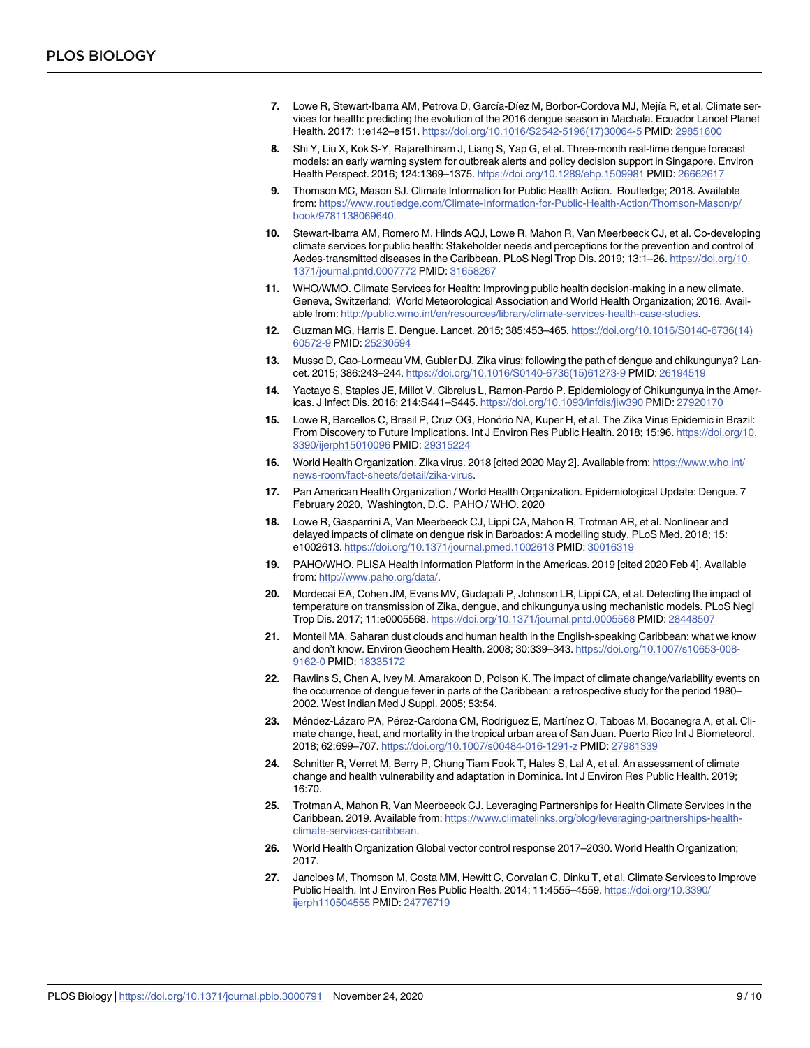7. Lowe R, Stewart-Ibarra AM, Petrova D, García-Díez M, Borbor-Cordova MJ, Mejía R, et al. Climate services for health: predicting the evolution of the 2016 dengue season in Machala. Ecuador Lancet Planet Health. 2017; 1:e142–e151. https://doi.org/10.1016/S2542-5196(17)30064-5 PMID: 29851600

8. Shi Y, Liu X, Kok S-Y, Rajarethinam J, Liang S, Yap G, et al. Three-month real-time dengue forecast models: an early warning system for outbreak alerts and policy decision support in Singapore. Environ Health Perspect. 2016; 124:1369–1375. https://doi.org/10.1289/ehp.1509981 PMID: 26662617

9. Thomson MC, Mason SJ. Climate Information for Public Health Action. Routledge; 2018. Available from: https://www.routledge.com/Climate-Information-for-Public-Health-Action/Thomson-Mason/p/book/9781138069640.

10. Stewart-Ibarra AM, Romero M, Hinds AQJ, Lowe R, Mahon R, Van Meerbeeck CJ, et al. Co-developing climate services for public health: Stakeholder needs and perceptions for the prevention and control of Aedes-transmitted diseases in the Caribbean. PLoS Negl Trop Dis. 2019; 13:1–26. https://doi.org/10.1371/journal.pntd.0007772 PMID: 31658267

11. WHO/WMO. Climate Services for Health: Improving public health decision-making in a new climate. Geneva, Switzerland: World Meteorological Association and World Health Organization; 2016. Available from: http://public.wmo.int/en/resources/library/climate-services-health-case-studies.

12. Guzman MG, Harris E. Dengue. Lancet. 2015; 385:453–465. https://doi.org/10.1016/S0140-6736(14)60572-9 PMID: 25230594

13. Musso D, Cao-Lormeau VM, Gubler DJ. Zika virus: following the path of dengue and chikungunya? Lancet. 2015; 386:243–244. https://doi.org/10.1016/S0140-6736(15)61273-9 PMID: 26194519

14. Yactayo S, Staples JE, Millot V, Cibrelus L, Ramon-Pardo P. Epidemiology of Chikungunya in the Americas. J Infect Dis. 2016; 214:S441–S445. https://doi.org/10.1093/infdis/jiw390 PMID: 27920170

15. Lowe R, Barcellos C, Brasil P, Cruz OG, Honório NA, Kuper H, et al. The Zika Virus Epidemic in Brazil: From Discovery to Future Implications. Int J Environ Res Public Health. 2018; 15:96. https://doi.org/10.3390/ijerph15010096 PMID: 29315224

16. World Health Organization. Zika virus. 2018 [cited 2020 May 2]. Available from: https://www.who.int/news-room/fact-sheets/detail/zika-virus.

17. Pan American Health Organization / World Health Organization. Epidemiological Update: Dengue. 7 February 2020, Washington, D.C. PAHO / WHO. 2020

18. Lowe R, Gasparrini A, Van Meerbeeck CJ, Lippi CA, Mahon R, Trotman AR, et al. Nonlinear and delayed impacts of climate on dengue risk in Barbados: A modelling study. PLoS Med. 2018; 15: e1002613. https://doi.org/10.1371/journal.pmed.1002613 PMID: 30016319

19. PAHO/WHO. PLISA Health Information Platform in the Americas. 2019 [cited 2020 Feb 4]. Available from: http://www.paho.org/data/.

20. Mordecai EA, Cohen JM, Evans MV, Gudapati P, Johnson LR, Lippi CA, et al. Detecting the impact of temperature on transmission of Zika, dengue, and chikungunya using mechanistic models. PLoS Negl Trop Dis. 2017; 11:e0005568. https://doi.org/10.1371/journal.pntd.0005568 PMID: 28448507

21. Monteil MA. Saharan dust clouds and human health in the English-speaking Caribbean: what we know and don't know. Environ Geochem Health. 2008; 30:339–343. https://doi.org/10.1007/s10653-008-9162-0 PMID: 18335172

22. Rawlins S, Chen A, Ivey M, Amarakoon D, Polson K. The impact of climate change/variability events on the occurrence of dengue fever in parts of the Caribbean: a retrospective study for the period 1980–2002. West Indian Med J Suppl. 2005; 53:54.

23. Méndez-Lázaro PA, Pérez-Cardona CM, Rodríguez E, Martínez O, Taboas M, Bocanegra A, et al. Climate change, heat, and mortality in the tropical urban area of San Juan. Puerto Rico Int J Biometeorol. 2018; 62:699–707. https://doi.org/10.1007/s00484-016-1291-z PMID: 27981339

24. Schnitter R, Verret M, Berry P, Chung Tiam Fook T, Hales S, Lal A, et al. An assessment of climate change and health vulnerability and adaptation in Dominica. Int J Environ Res Public Health. 2019; 16:70.

25. Trotman A, Mahon R, Van Meerbeeck CJ. Leveraging Partnerships for Health Climate Services in the Caribbean. 2019. Available from: https://www.climatelinks.org/blog/leveraging-partnerships-health-climate-services-caribbean.

26. World Health Organization Global vector control response 2017–2030. World Health Organization; 2017.

27. Jancloes M, Thomson M, Costa MM, Hewitt C, Corvalan C, Dinku T, et al. Climate Services to Improve Public Health. Int J Environ Res Public Health. 2014; 11:4555–4559. https://doi.org/10.3390/ijerph110504555 PMID: 24776719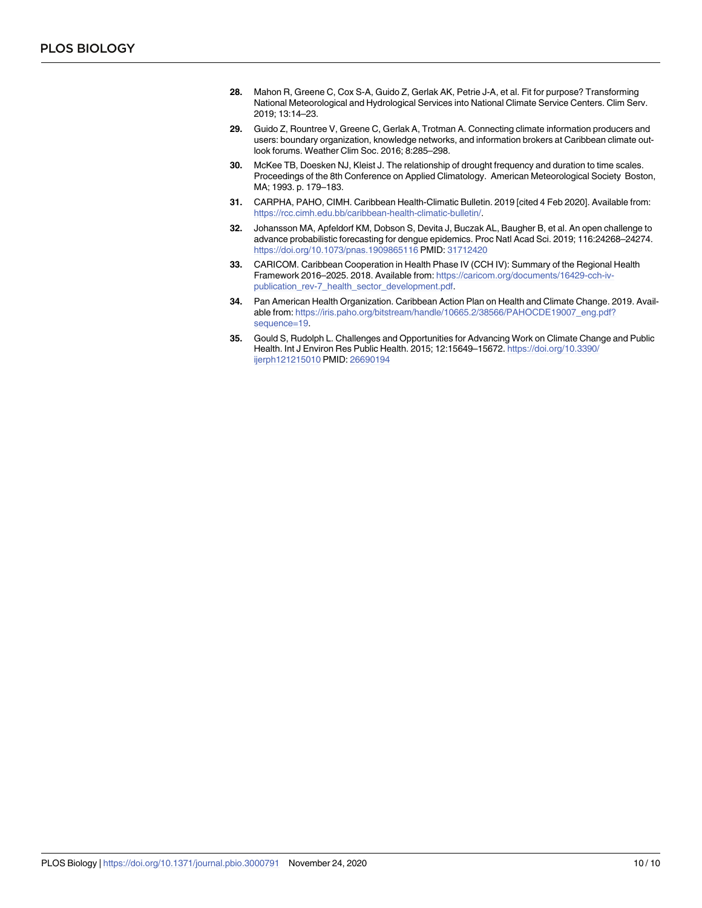28. Mahon R, Greene C, Cox S-A, Guido Z, Gerlak AK, Petrie J-A, et al. Fit for purpose? Transforming National Meteorological and Hydrological Services into National Climate Service Centers. Clim Serv. 2019; 13:14–23.

29. Guido Z, Rountree V, Greene C, Gerlak A, Trotman A. Connecting climate information producers and users: boundary organization, knowledge networks, and information brokers at Caribbean climate outlook forums. Weather Clim Soc. 2016; 8:285–298.

30. McKee TB, Doesken NJ, Kleist J. The relationship of drought frequency and duration to time scales. Proceedings of the 8th Conference on Applied Climatology. American Meteorological Society Boston, MA; 1993. p. 179–183.

31. CARPHA, PAHO, CIMH. Caribbean Health-Climatic Bulletin. 2019 [cited 4 Feb 2020]. Available from: https://rcc.cimh.edu.bb/caribbean-health-climatic-bulletin/.

32. Johansson MA, Apfeldorf KM, Dobson S, Devita J, Buczak AL, Baugher B, et al. An open challenge to advance probabilistic forecasting for dengue epidemics. Proc Natl Acad Sci. 2019; 116:24268–24274. https://doi.org/10.1073/pnas.1909865116 PMID: 31712420

33. CARICOM. Caribbean Cooperation in Health Phase IV (CCH IV): Summary of the Regional Health Framework 2016–2025. 2018. Available from: https://caricom.org/documents/16429-cch-iv-publication_rev-7_health_sector_development.pdf.

34. Pan American Health Organization. Caribbean Action Plan on Health and Climate Change. 2019. Available from: https://iris.paho.org/bitstream/handle/10665.2/38566/PAHOCDE19007_eng.pdf?sequence=19.

35. Gould S, Rudolph L. Challenges and Opportunities for Advancing Work on Climate Change and Public Health. Int J Environ Res Public Health. 2015; 12:15649–15672. https://doi.org/10.3390/ijerph121215010 PMID: 26690194